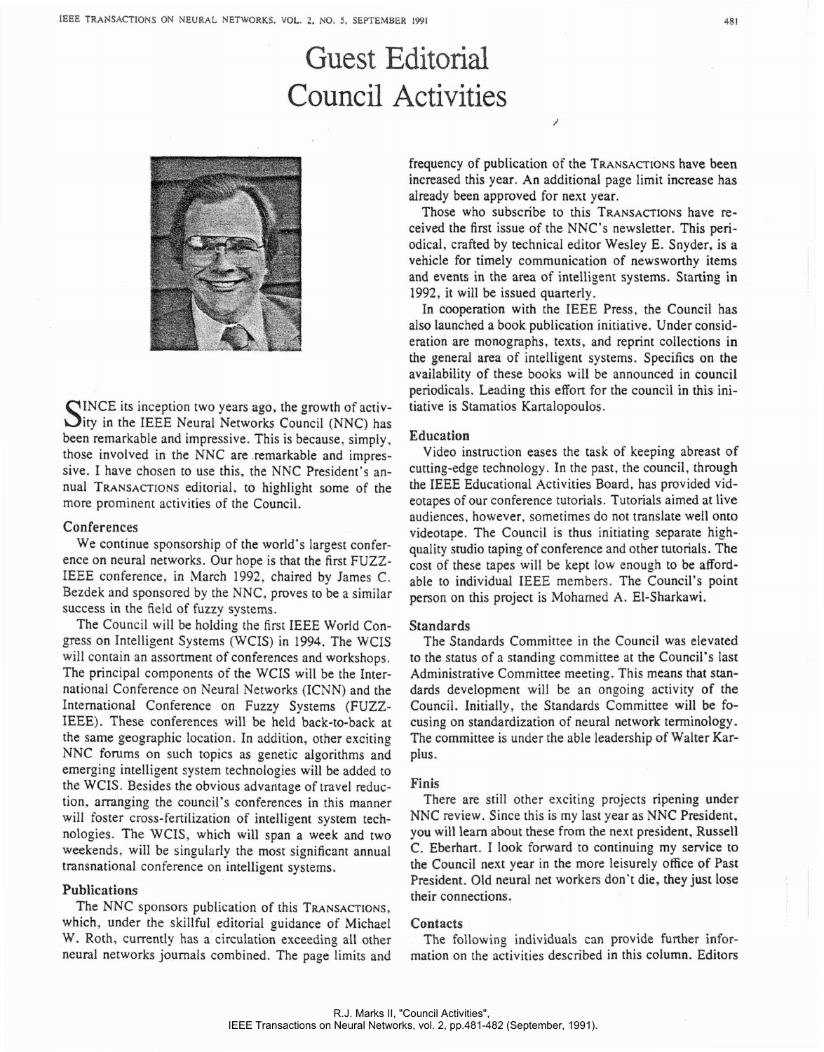# Guest Editorial
# Council Activities

SINCE its inception two years ago, the growth of activity in the IEEE Neural Networks Council (NNC) has been remarkable and impressive. This is because, simply, those involved in the NNC are remarkable and impressive. I have chosen to use this, the NNC President's annual TRANSACTIONS editorial, to highlight some of the more prominent activities of the Council.

## Conferences

We continue sponsorship of the world's largest conference on neural networks. Our hope is that the first FUZZ-IEEE conference, in March 1992, chaired by James C. Bezdek and sponsored by the NNC, proves to be a similar success in the field of fuzzy systems.

The Council will be holding the first IEEE World Congress on Intelligent Systems (WCIS) in 1994. The WCIS will contain an assortment of conferences and workshops. The principal components of the WCIS will be the International Conference on Neural Networks (ICNN) and the International Conference on Fuzzy Systems (FUZZ-IEEE). These conferences will be held back-to-back at the same geographic location. In addition, other exciting NNC forums on such topics as genetic algorithms and emerging intelligent system technologies will be added to the WCIS. Besides the obvious advantage of travel reduction, arranging the council's conferences in this manner will foster cross-fertilization of intelligent system technologies. The WCIS, which will span a week and two weekends, will be singularly the most significant annual transnational conference on intelligent systems.

## Publications

The NNC sponsors publication of this TRANSACTIONS, which, under the skillful editorial guidance of Michael W. Roth, currently has a circulation exceeding all other neural networks journals combined. The page limits and frequency of publication of the TRANSACTIONS have been increased this year. An additional page limit increase has already been approved for next year.

Those who subscribe to this TRANSACTIONS have received the first issue of the NNC's newsletter. This periodical, crafted by technical editor Wesley E. Snyder, is a vehicle for timely communication of newsworthy items and events in the area of intelligent systems. Starting in 1992, it will be issued quarterly.

In cooperation with the IEEE Press, the Council has also launched a book publication initiative. Under consideration are monographs, texts, and reprint collections in the general area of intelligent systems. Specifics on the availability of these books will be announced in council periodicals. Leading this effort for the council in this initiative is Stamatios Kartalopoulos.

## Education

Video instruction eases the task of keeping abreast of cutting-edge technology. In the past, the council, through the IEEE Educational Activities Board, has provided videotapes of our conference tutorials. Tutorials aimed at live audiences, however, sometimes do not translate well onto videotape. The Council is thus initiating separate high-quality studio taping of conference and other tutorials. The cost of these tapes will be kept low enough to be affordable to individual IEEE members. The Council's point person on this project is Mohamed A. El-Sharkawi.

## Standards

The Standards Committee in the Council was elevated to the status of a standing committee at the Council's last Administrative Committee meeting. This means that standards development will be an ongoing activity of the Council. Initially, the Standards Committee will be focusing on standardization of neural network terminology. The committee is under the able leadership of Walter Karplus.

## Finis

There are still other exciting projects ripening under NNC review. Since this is my last year as NNC President, you will learn about these from the next president, Russell C. Eberhart. I look forward to continuing my service to the Council next year in the more leisurely office of Past President. Old neural net workers don't die, they just lose their connections.

## Contacts

The following individuals can provide further information on the activities described in this column. Editors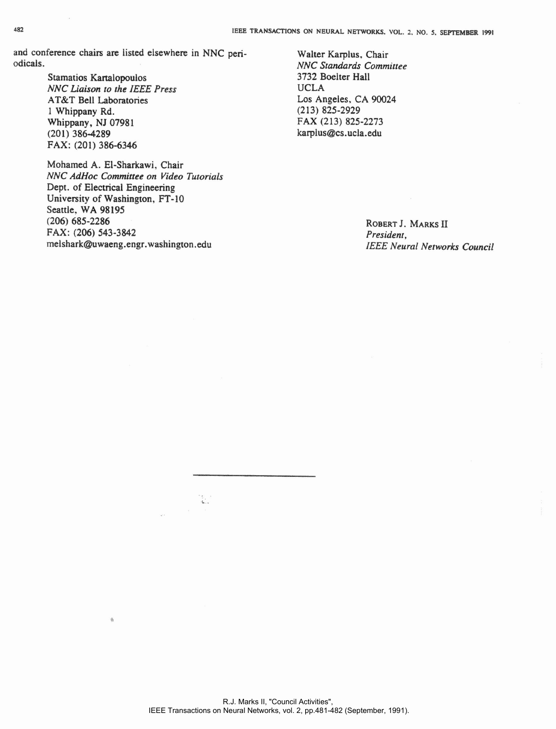and conference chairs are listed elsewhere in NNC periodicals.

Stamatios Kartalopoulos
*NNC Liaison to the IEEE Press*
AT&T Bell Laboratories
1 Whippany Rd.
Whippany, NJ 07981
(201) 386-4289
FAX: (201) 386-6346

Mohamed A. El-Sharkawi, Chair
*NNC AdHoc Committee on Video Tutorials*
Dept. of Electrical Engineering
University of Washington, FT-10
Seattle, WA 98195
(206) 685-2286
FAX: (206) 543-3842
melshark@uwaeng.engr.washington.edu

Walter Karplus, Chair
*NNC Standards Committee*
3732 Boelter Hall
UCLA
Los Angeles, CA 90024
(213) 825-2929
FAX (213) 825-2273
karplus@cs.ucla.edu

ROBERT J. MARKS II
*President,*
*IEEE Neural Networks Council*

R.J. Marks II, "Council Activities",
IEEE Transactions on Neural Networks, vol. 2, pp.481-482 (September, 1991).